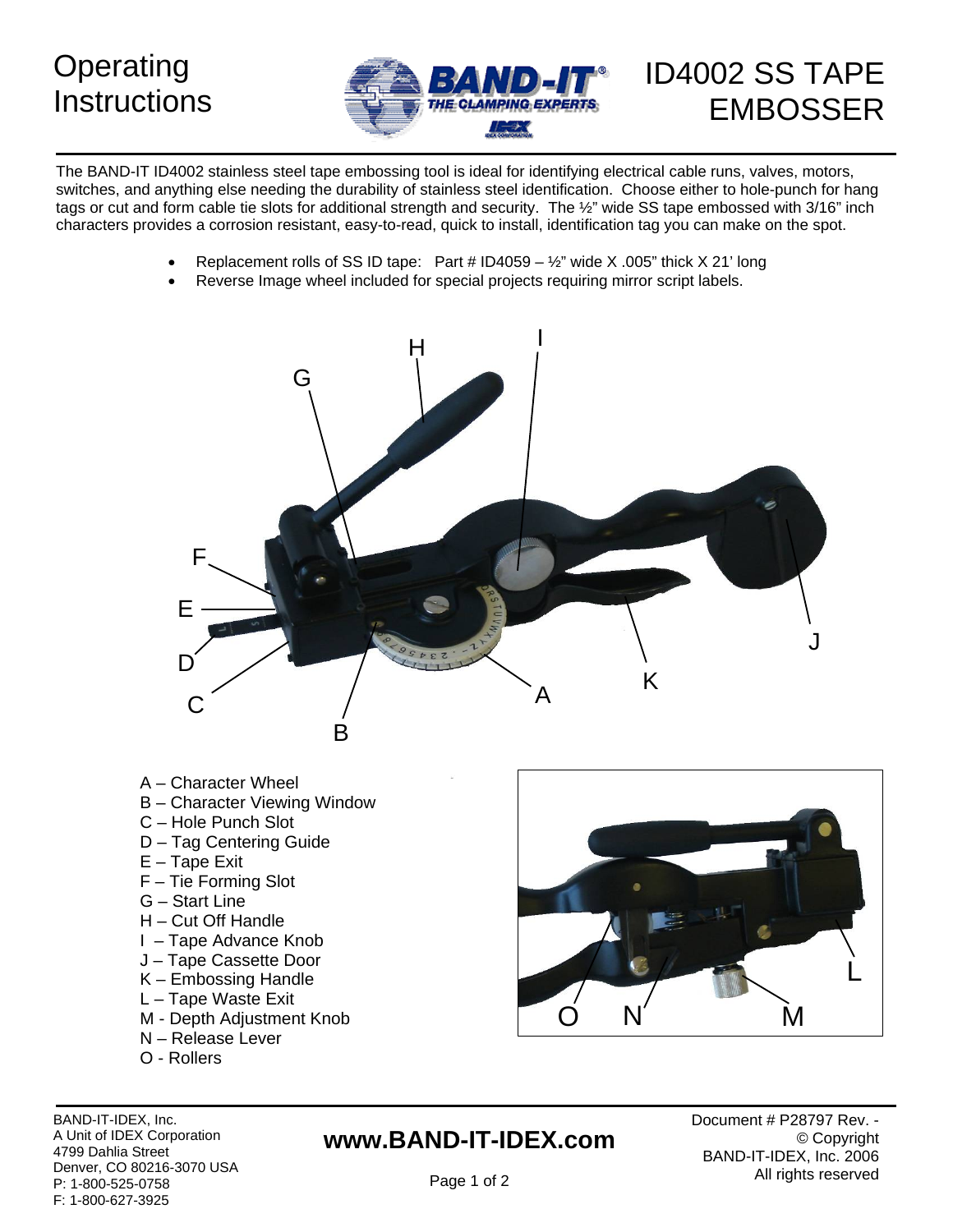# Operating Instructions

# ID4002 SS TAPE EMBOSSER

The BAND-IT ID4002 stainless steel tape embossing tool is ideal for identifying electrical cable runs, valves, motors, switches, and anything else needing the durability of stainless steel identification. Choose either to hole-punch for hang tags or cut and form cable tie slots for additional strength and security. The ½" wide SS tape embossed with 3/16" inch characters provides a corrosion resistant, easy-to-read, quick to install, identification tag you can make on the spot.

- Replacement rolls of SS ID tape: Part # ID4059 – ½" wide X .005" thick X 21' long
- Reverse Image wheel included for special projects requiring mirror script labels.

A – Character Wheel
B – Character Viewing Window
C – Hole Punch Slot
D – Tag Centering Guide
E – Tape Exit
F – Tie Forming Slot
G – Start Line
H – Cut Off Handle
I – Tape Advance Knob
J – Tape Cassette Door
K – Embossing Handle
L – Tape Waste Exit
M - Depth Adjustment Knob
N – Release Lever
O - Rollers

BAND-IT-IDEX, Inc.
A Unit of IDEX Corporation
4799 Dahlia Street
Denver, CO 80216-3070 USA
P: 1-800-525-0758
F: 1-800-627-3925

**www.BAND-IT-IDEX.com**

Document # P28797 Rev. -
© Copyright
BAND-IT-IDEX, Inc. 2006
All rights reserved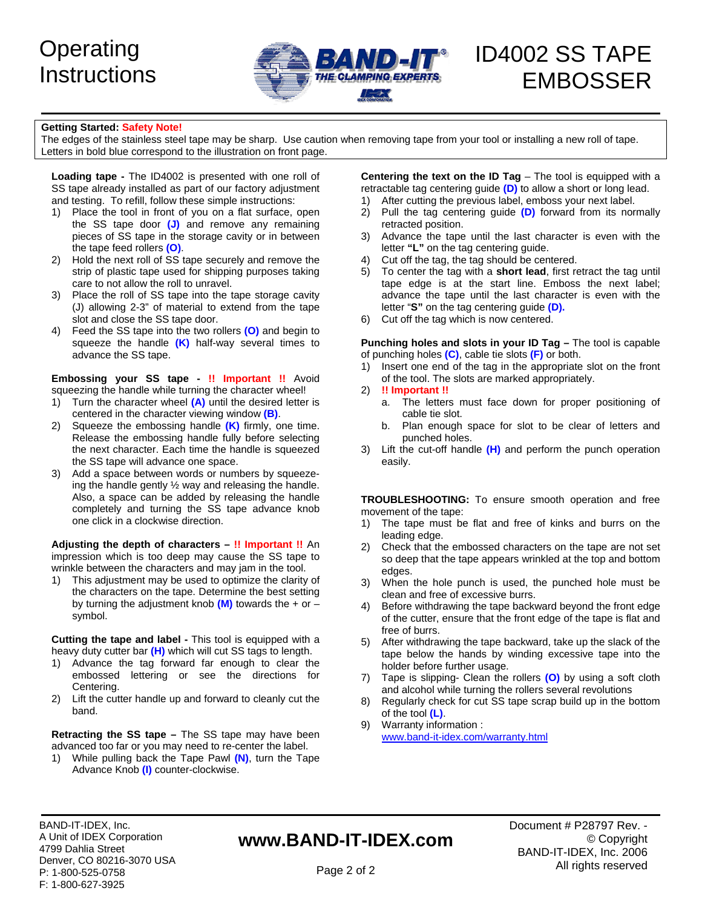# Operating Instructions

# ID4002 SS TAPE EMBOSSER

**Getting Started: Safety Note!**
The edges of the stainless steel tape may be sharp. Use caution when removing tape from your tool or installing a new roll of tape. Letters in bold blue correspond to the illustration on front page.

**Loading tape -** The ID4002 is presented with one roll of SS tape already installed as part of our factory adjustment and testing. To refill, follow these simple instructions:

1) Place the tool in front of you on a flat surface, open the SS tape door **(J)** and remove any remaining pieces of SS tape in the storage cavity or in between the tape feed rollers **(O)**.
2) Hold the next roll of SS tape securely and remove the strip of plastic tape used for shipping purposes taking care to not allow the roll to unravel.
3) Place the roll of SS tape into the tape storage cavity (J) allowing 2-3" of material to extend from the tape slot and close the SS tape door.
4) Feed the SS tape into the two rollers **(O)** and begin to squeeze the handle **(K)** half-way several times to advance the SS tape.

**Embossing your SS tape - !! Important !!** Avoid squeezing the handle while turning the character wheel!

1) Turn the character wheel **(A)** until the desired letter is centered in the character viewing window **(B)**.
2) Squeeze the embossing handle **(K)** firmly, one time. Release the embossing handle fully before selecting the next character. Each time the handle is squeezed the SS tape will advance one space.
3) Add a space between words or numbers by squeeze-ing the handle gently ½ way and releasing the handle. Also, a space can be added by releasing the handle completely and turning the SS tape advance knob one click in a clockwise direction.

**Adjusting the depth of characters – !! Important !!** An impression which is too deep may cause the SS tape to wrinkle between the characters and may jam in the tool.

1) This adjustment may be used to optimize the clarity of the characters on the tape. Determine the best setting by turning the adjustment knob **(M)** towards the + or – symbol.

**Cutting the tape and label -** This tool is equipped with a heavy duty cutter bar **(H)** which will cut SS tags to length.

1) Advance the tag forward far enough to clear the embossed lettering or see the directions for Centering.
2) Lift the cutter handle up and forward to cleanly cut the band.

**Retracting the SS tape –** The SS tape may have been advanced too far or you may need to re-center the label.

1) While pulling back the Tape Pawl **(N)**, turn the Tape Advance Knob **(I)** counter-clockwise.

**Centering the text on the ID Tag** – The tool is equipped with a retractable tag centering guide **(D)** to allow a short or long lead.

1) After cutting the previous label, emboss your next label.
2) Pull the tag centering guide **(D)** forward from its normally retracted position.
3) Advance the tape until the last character is even with the letter **"L"** on the tag centering guide.
4) Cut off the tag, the tag should be centered.
5) To center the tag with a **short lead**, first retract the tag until tape edge is at the start line. Emboss the next label; advance the tape until the last character is even with the letter "**S"** on the tag centering guide **(D).**
6) Cut off the tag which is now centered.

**Punching holes and slots in your ID Tag –** The tool is capable of punching holes **(C)**, cable tie slots **(F)** or both.

1) Insert one end of the tag in the appropriate slot on the front of the tool. The slots are marked appropriately.
2) **!! Important !!**
   a. The letters must face down for proper positioning of cable tie slot.
   b. Plan enough space for slot to be clear of letters and punched holes.
3) Lift the cut-off handle **(H)** and perform the punch operation easily.

**TROUBLESHOOTING:** To ensure smooth operation and free movement of the tape:

1) The tape must be flat and free of kinks and burrs on the leading edge.
2) Check that the embossed characters on the tape are not set so deep that the tape appears wrinkled at the top and bottom edges.
3) When the hole punch is used, the punched hole must be clean and free of excessive burrs.
4) Before withdrawing the tape backward beyond the front edge of the cutter, ensure that the front edge of the tape is flat and free of burrs.
5) After withdrawing the tape backward, take up the slack of the tape below the hands by winding excessive tape into the holder before further usage.
7) Tape is slipping- Clean the rollers **(O)** by using a soft cloth and alcohol while turning the rollers several revolutions
8) Regularly check for cut SS tape scrap build up in the bottom of the tool **(L)**.
9) Warranty information :
   www.band-it-idex.com/warranty.html

BAND-IT-IDEX, Inc.
A Unit of IDEX Corporation
4799 Dahlia Street
Denver, CO 80216-3070 USA
P: 1-800-525-0758
F: 1-800-627-3925

**www.BAND-IT-IDEX.com**

Document # P28797 Rev. -
© Copyright
BAND-IT-IDEX, Inc. 2006
All rights reserved